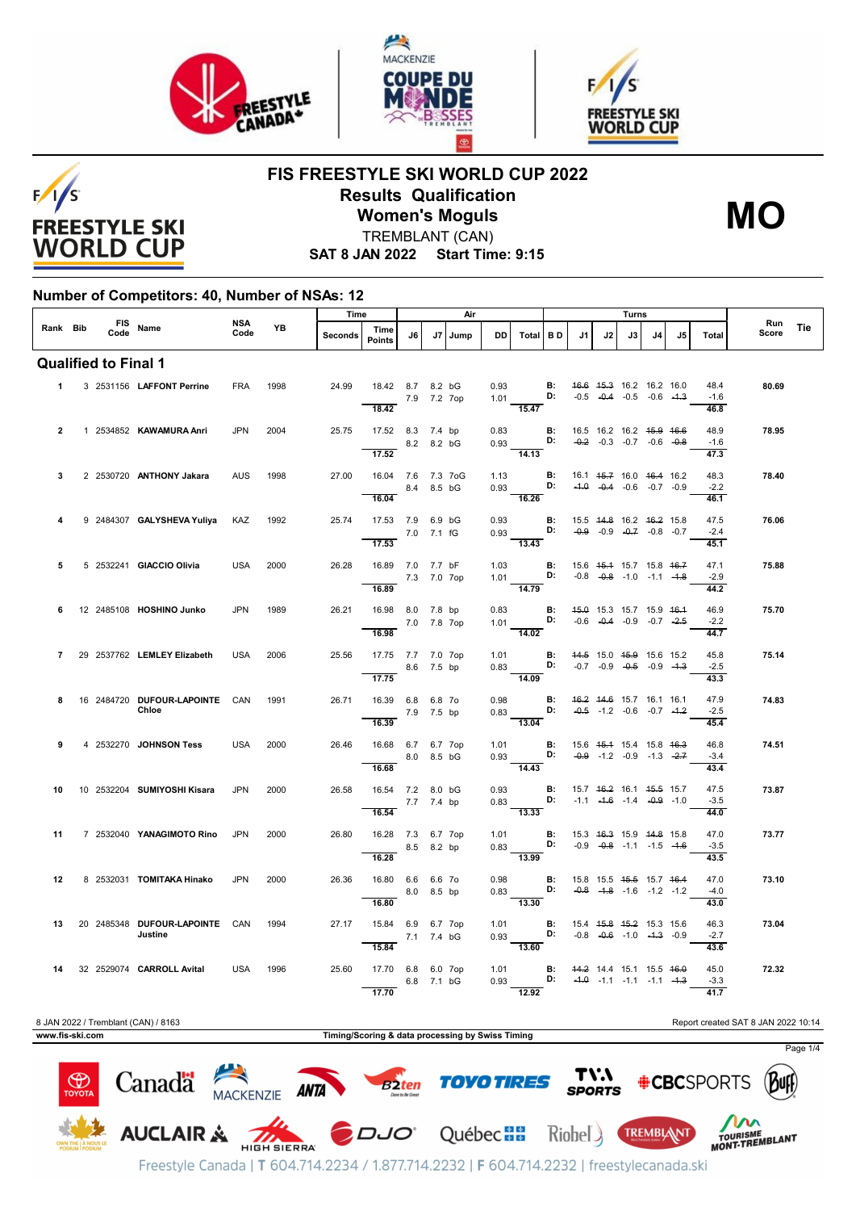# FIS FREESTYLE SKI WORLD CUP 2022

## Results Qualification

## Women's Moguls

TREMBLANT (CAN)

**SAT 8 JAN 2022 Start Time: 9:15**

**MO**

### Number of Competitors: 40, Number of NSAs: 12

| Rank | Bib | FIS Code | Name | NSA Code | YB | Time Seconds | Time Points | J6 | J7 | Jump | DD | Air Total | B D | J1 | J2 | J3 | J4 | J5 | Turns Total | Run Score | Tie |
|---|---|---|---|---|---|---|---|---|---|---|---|---|---|---|---|---|---|---|---|---|---|
| **Qualified to Final 1** | | | | | | | | | | | | | | | | | | | | | |
| 1 | 3 | 2531156 | LAFFONT Perrine | FRA | 1998 | 24.99 | 18.42 | 8.7 | 8.2 | bG | 0.93 | | B: | ~~16.6~~ | ~~15.3~~ | 16.2 | 16.2 | 16.0 | 48.4 | 80.69 | |
| | | | | | | | | 7.9 | 7.2 | 7op | 1.01 | | D: | -0.5 | ~~-0.4~~ | -0.5 | -0.6 | ~~-1.3~~ | -1.6 | | |
| | | | | | | | 18.42 | | | | | 15.47 | | | | | | | 46.8 | | |
| 2 | 1 | 2534852 | KAWAMURA Anri | JPN | 2004 | 25.75 | 17.52 | 8.3 | 7.4 | bp | 0.83 | | B: | 16.5 | 16.2 | 16.2 | ~~15.9~~ | ~~16.6~~ | 48.9 | 78.95 | |
| | | | | | | | | 8.2 | 8.2 | bG | 0.93 | | D: | ~~-0.2~~ | -0.3 | -0.7 | -0.6 | ~~-0.8~~ | -1.6 | | |
| | | | | | | | 17.52 | | | | | 14.13 | | | | | | | 47.3 | | |
| 3 | 2 | 2530720 | ANTHONY Jakara | AUS | 1998 | 27.00 | 16.04 | 7.6 | 7.3 | 7oG | 1.13 | | B: | 16.1 | ~~15.7~~ | 16.0 | ~~16.4~~ | 16.2 | 48.3 | 78.40 | |
| | | | | | | | | 8.4 | 8.5 | bG | 0.93 | | D: | ~~-1.0~~ | ~~-0.4~~ | -0.6 | -0.7 | -0.9 | -2.2 | | |
| | | | | | | | 16.04 | | | | | 16.26 | | | | | | | 46.1 | | |
| 4 | 9 | 2484307 | GALYSHEVA Yuliya | KAZ | 1992 | 25.74 | 17.53 | 7.9 | 6.9 | bG | 0.93 | | B: | 15.5 | ~~14.8~~ | 16.2 | ~~16.2~~ | 15.8 | 47.5 | 76.06 | |
| | | | | | | | | 7.0 | 7.1 | fG | 0.93 | | D: | ~~-0.9~~ | -0.9 | ~~-0.7~~ | -0.8 | -0.7 | -2.4 | | |
| | | | | | | | 17.53 | | | | | 13.43 | | | | | | | 45.1 | | |
| 5 | 5 | 2532241 | GIACCIO Olivia | USA | 2000 | 26.28 | 16.89 | 7.0 | 7.7 | bF | 1.03 | | B: | 15.6 | ~~15.1~~ | 15.7 | 15.8 | ~~16.7~~ | 47.1 | 75.88 | |
| | | | | | | | | 7.3 | 7.0 | 7op | 1.01 | | D: | -0.8 | ~~-0.8~~ | -1.0 | -1.1 | ~~-1.8~~ | -2.9 | | |
| | | | | | | | 16.89 | | | | | 14.79 | | | | | | | 44.2 | | |
| 6 | 12 | 2485108 | HOSHINO Junko | JPN | 1989 | 26.21 | 16.98 | 8.0 | 7.8 | bp | 0.83 | | B: | ~~15.0~~ | 15.3 | 15.7 | 15.9 | ~~16.1~~ | 46.9 | 75.70 | |
| | | | | | | | | 7.0 | 7.8 | 7op | 1.01 | | D: | -0.6 | ~~-0.4~~ | -0.9 | -0.7 | ~~-2.5~~ | -2.2 | | |
| | | | | | | | 16.98 | | | | | 14.02 | | | | | | | 44.7 | | |
| 7 | 29 | 2537762 | LEMLEY Elizabeth | USA | 2006 | 25.56 | 17.75 | 7.7 | 7.0 | 7op | 1.01 | | B: | ~~14.5~~ | 15.0 | ~~15.9~~ | 15.6 | 15.2 | 45.8 | 75.14 | |
| | | | | | | | | 8.6 | 7.5 | bp | 0.83 | | D: | -0.7 | -0.9 | ~~-0.5~~ | -0.9 | ~~-1.3~~ | -2.5 | | |
| | | | | | | | 17.75 | | | | | 14.09 | | | | | | | 43.3 | | |
| 8 | 16 | 2484720 | DUFOUR-LAPOINTE Chloe | CAN | 1991 | 26.71 | 16.39 | 6.8 | 6.8 | 7o | 0.98 | | B: | ~~16.2~~ | ~~14.6~~ | 15.7 | 16.1 | 16.1 | 47.9 | 74.83 | |
| | | | | | | | | 7.9 | 7.5 | bp | 0.83 | | D: | ~~-0.5~~ | -1.2 | -0.6 | -0.7 | ~~-1.2~~ | -2.5 | | |
| | | | | | | | 16.39 | | | | | 13.04 | | | | | | | 45.4 | | |
| 9 | 4 | 2532270 | JOHNSON Tess | USA | 2000 | 26.46 | 16.68 | 6.7 | 6.7 | 7op | 1.01 | | B: | 15.6 | ~~15.1~~ | 15.4 | 15.8 | ~~16.3~~ | 46.8 | 74.51 | |
| | | | | | | | | 8.0 | 8.5 | bG | 0.93 | | D: | ~~-0.9~~ | -1.2 | -0.9 | -1.3 | ~~-2.7~~ | -3.4 | | |
| | | | | | | | 16.68 | | | | | 14.43 | | | | | | | 43.4 | | |
| 10 | 10 | 2532204 | SUMIYOSHI Kisara | JPN | 2000 | 26.58 | 16.54 | 7.2 | 8.0 | bG | 0.93 | | B: | 15.7 | ~~16.2~~ | 16.1 | ~~15.5~~ | 15.7 | 47.5 | 73.87 | |
| | | | | | | | | 7.7 | 7.4 | bp | 0.83 | | D: | -1.1 | ~~-1.6~~ | -1.4 | ~~-0.9~~ | -1.0 | -3.5 | | |
| | | | | | | | 16.54 | | | | | 13.33 | | | | | | | 44.0 | | |
| 11 | 7 | 2532040 | YANAGIMOTO Rino | JPN | 2000 | 26.80 | 16.28 | 7.3 | 6.7 | 7op | 1.01 | | B: | 15.3 | ~~16.3~~ | 15.9 | ~~14.8~~ | 15.8 | 47.0 | 73.77 | |
| | | | | | | | | 8.5 | 8.2 | bp | 0.83 | | D: | -0.9 | ~~-0.8~~ | -1.1 | -1.5 | ~~-1.6~~ | -3.5 | | |
| | | | | | | | 16.28 | | | | | 13.99 | | | | | | | 43.5 | | |
| 12 | 8 | 2532031 | TOMITAKA Hinako | JPN | 2000 | 26.36 | 16.80 | 6.6 | 6.6 | 7o | 0.98 | | B: | 15.8 | 15.5 | ~~15.5~~ | 15.7 | ~~16.4~~ | 47.0 | 73.10 | |
| | | | | | | | | 8.0 | 8.5 | bp | 0.83 | | D: | ~~-0.8~~ | ~~-1.8~~ | -1.6 | -1.2 | -1.2 | -4.0 | | |
| | | | | | | | 16.80 | | | | | 13.30 | | | | | | | 43.0 | | |
| 13 | 20 | 2485348 | DUFOUR-LAPOINTE Justine | CAN | 1994 | 27.17 | 15.84 | 6.9 | 6.7 | 7op | 1.01 | | B: | 15.4 | ~~15.8~~ | ~~15.2~~ | 15.3 | 15.6 | 46.3 | 73.04 | |
| | | | | | | | | 7.1 | 7.4 | bG | 0.93 | | D: | -0.8 | ~~-0.6~~ | -1.0 | ~~-1.3~~ | -0.9 | -2.7 | | |
| | | | | | | | 15.84 | | | | | 13.60 | | | | | | | 43.6 | | |
| 14 | 32 | 2529074 | CARROLL Avital | USA | 1996 | 25.60 | 17.70 | 6.8 | 6.0 | 7op | 1.01 | | B: | ~~14.2~~ | 14.4 | 15.1 | 15.5 | ~~16.0~~ | 45.0 | 72.32 | |
| | | | | | | | | 6.8 | 7.1 | bG | 0.93 | | D: | ~~-1.0~~ | -1.1 | -1.1 | -1.1 | ~~-1.3~~ | -3.3 | | |
| | | | | | | | 17.70 | | | | | 12.92 | | | | | | | 41.7 | | |

8 JAN 2022 / Tremblant (CAN) / 8163

Report created SAT 8 JAN 2022 10:14

www.fis-ski.com

Timing/Scoring & data processing by Swiss Timing

Freestyle Canada | T 604.714.2234 / 1.877.714.2232 | F 604.714.2232 | freestylecanada.ski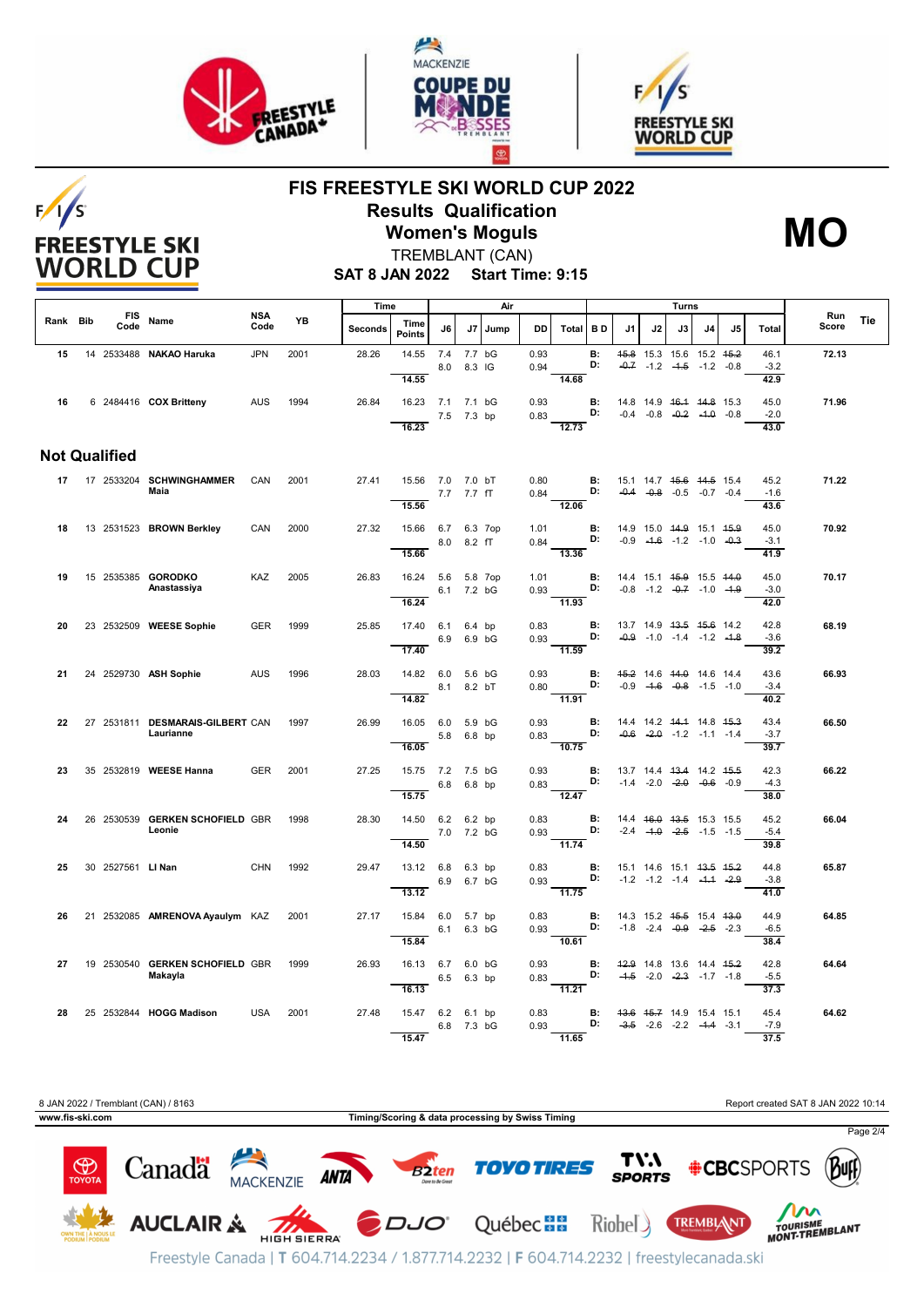# FIS FREESTYLE SKI WORLD CUP 2022

## Results Qualification

## Women's Moguls

TREMBLANT (CAN)

**SAT 8 JAN 2022 Start Time: 9:15**

**MO**

| Rank | Bib | FIS Code | Name | NSA Code | YB | Time Seconds | Time Points | Air J6 | Air J7 | Jump | DD | Air Total | B D | J1 | J2 | J3 | J4 | J5 | Turns Total | Run Score | Tie |
|---|---|---|---|---|---|---|---|---|---|---|---|---|---|---|---|---|---|---|---|---|---|
| 15 | 14 | 2533488 | NAKAO Haruka | JPN | 2001 | 28.26 | 14.55 | 7.4 | 7.7 | bG | 0.93 | | B: | ~~15.8~~ | 15.3 | 15.6 | 15.2 | ~~15.2~~ | 46.1 | 72.13 | |
| | | | | | | | | 8.0 | 8.3 | IG | 0.94 | | D: | ~~-0.7~~ | -1.2 | ~~-1.5~~ | -1.2 | -0.8 | -3.2 | | |
| | | | | | | | 14.55 | | | | | 14.68 | | | | | | | 42.9 | | |
| 16 | 6 | 2484416 | COX Britteny | AUS | 1994 | 26.84 | 16.23 | 7.1 | 7.1 | bG | 0.93 | | B: | 14.8 | 14.9 | ~~16.1~~ | ~~14.8~~ | 15.3 | 45.0 | 71.96 | |
| | | | | | | | | 7.5 | 7.3 | bp | 0.83 | | D: | -0.4 | -0.8 | ~~-0.2~~ | ~~-1.0~~ | -0.8 | -2.0 | | |
| | | | | | | | 16.23 | | | | | 12.73 | | | | | | | 43.0 | | |

## Not Qualified

| Rank | Bib | FIS Code | Name | NSA Code | YB | Time Seconds | Time Points | Air J6 | Air J7 | Jump | DD | Air Total | B D | J1 | J2 | J3 | J4 | J5 | Turns Total | Run Score | Tie |
|---|---|---|---|---|---|---|---|---|---|---|---|---|---|---|---|---|---|---|---|---|---|
| 17 | 17 | 2533204 | SCHWINGHAMMER Maia | CAN | 2001 | 27.41 | 15.56 | 7.0 | 7.0 | bT | 0.80 | | B: | 15.1 | 14.7 | ~~15.6~~ | ~~14.5~~ | 15.4 | 45.2 | 71.22 | |
| | | | | | | | | 7.7 | 7.7 | fT | 0.84 | | D: | ~~-0.4~~ | ~~-0.8~~ | -0.5 | -0.7 | -0.4 | -1.6 | | |
| | | | | | | | 15.56 | | | | | 12.06 | | | | | | | 43.6 | | |
| 18 | 13 | 2531523 | BROWN Berkley | CAN | 2000 | 27.32 | 15.66 | 6.7 | 6.3 | 7op | 1.01 | | B: | 14.9 | 15.0 | ~~14.9~~ | 15.1 | ~~15.9~~ | 45.0 | 70.92 | |
| | | | | | | | | 8.0 | 8.2 | fT | 0.84 | | D: | -0.9 | ~~-1.6~~ | -1.2 | -1.0 | ~~-0.3~~ | -3.1 | | |
| | | | | | | | 15.66 | | | | | 13.36 | | | | | | | 41.9 | | |
| 19 | 15 | 2535385 | GORODKO Anastassiya | KAZ | 2005 | 26.83 | 16.24 | 5.6 | 5.8 | 7op | 1.01 | | B: | 14.4 | 15.1 | ~~15.9~~ | 15.5 | ~~14.0~~ | 45.0 | 70.17 | |
| | | | | | | | | 6.1 | 7.2 | bG | 0.93 | | D: | -0.8 | -1.2 | ~~-0.7~~ | -1.0 | ~~-1.9~~ | -3.0 | | |
| | | | | | | | 16.24 | | | | | 11.93 | | | | | | | 42.0 | | |
| 20 | 23 | 2532509 | WEESE Sophie | GER | 1999 | 25.85 | 17.40 | 6.1 | 6.4 | bp | 0.83 | | B: | 13.7 | 14.9 | ~~13.5~~ | ~~15.6~~ | 14.2 | 42.8 | 68.19 | |
| | | | | | | | | 6.9 | 6.9 | bG | 0.93 | | D: | ~~-0.9~~ | -1.0 | -1.4 | -1.2 | ~~-1.8~~ | -3.6 | | |
| | | | | | | | 17.40 | | | | | 11.59 | | | | | | | 39.2 | | |
| 21 | 24 | 2529730 | ASH Sophie | AUS | 1996 | 28.03 | 14.82 | 6.0 | 5.6 | bG | 0.93 | | B: | ~~15.2~~ | 14.6 | ~~14.0~~ | 14.6 | 14.4 | 43.6 | 66.93 | |
| | | | | | | | | 8.1 | 8.2 | bT | 0.80 | | D: | -0.9 | ~~-1.6~~ | ~~-0.8~~ | -1.5 | -1.0 | -3.4 | | |
| | | | | | | | 14.82 | | | | | 11.91 | | | | | | | 40.2 | | |
| 22 | 27 | 2531811 | DESMARAIS-GILBERT Laurianne | CAN | 1997 | 26.99 | 16.05 | 6.0 | 5.9 | bG | 0.93 | | B: | 14.4 | 14.2 | ~~14.1~~ | 14.8 | ~~15.3~~ | 43.4 | 66.50 | |
| | | | | | | | | 5.8 | 6.8 | bp | 0.83 | | D: | ~~-0.6~~ | ~~-2.0~~ | -1.2 | -1.1 | -1.4 | -3.7 | | |
| | | | | | | | 16.05 | | | | | 10.75 | | | | | | | 39.7 | | |
| 23 | 35 | 2532819 | WEESE Hanna | GER | 2001 | 27.25 | 15.75 | 7.2 | 7.5 | bG | 0.93 | | B: | 13.7 | 14.4 | ~~13.4~~ | 14.2 | ~~15.5~~ | 42.3 | 66.22 | |
| | | | | | | | | 6.8 | 6.8 | bp | 0.83 | | D: | -1.4 | -2.0 | ~~-2.0~~ | ~~-0.6~~ | -0.9 | -4.3 | | |
| | | | | | | | 15.75 | | | | | 12.47 | | | | | | | 38.0 | | |
| 24 | 26 | 2530539 | GERKEN SCHOFIELD Leonie | GBR | 1998 | 28.30 | 14.50 | 6.2 | 6.2 | bp | 0.83 | | B: | 14.4 | ~~16.0~~ | ~~13.5~~ | 15.3 | 15.5 | 45.2 | 66.04 | |
| | | | | | | | | 7.0 | 7.2 | bG | 0.93 | | D: | -2.4 | ~~-1.0~~ | ~~-2.5~~ | -1.5 | -1.5 | -5.4 | | |
| | | | | | | | 14.50 | | | | | 11.74 | | | | | | | 39.8 | | |
| 25 | 30 | 2527561 | LI Nan | CHN | 1992 | 29.47 | 13.12 | 6.8 | 6.3 | bp | 0.83 | | B: | 15.1 | 14.6 | 15.1 | ~~13.5~~ | ~~15.2~~ | 44.8 | 65.87 | |
| | | | | | | | | 6.9 | 6.7 | bG | 0.93 | | D: | -1.2 | -1.2 | -1.4 | ~~-1.1~~ | ~~-2.9~~ | -3.8 | | |
| | | | | | | | 13.12 | | | | | 11.75 | | | | | | | 41.0 | | |
| 26 | 21 | 2532085 | AMRENOVA Ayaulym | KAZ | 2001 | 27.17 | 15.84 | 6.0 | 5.7 | bp | 0.83 | | B: | 14.3 | 15.2 | ~~15.5~~ | 15.4 | ~~13.0~~ | 44.9 | 64.85 | |
| | | | | | | | | 6.1 | 6.3 | bG | 0.93 | | D: | -1.8 | -2.4 | ~~-0.9~~ | ~~-2.5~~ | -2.3 | -6.5 | | |
| | | | | | | | 15.84 | | | | | 10.61 | | | | | | | 38.4 | | |
| 27 | 19 | 2530540 | GERKEN SCHOFIELD Makayla | GBR | 1999 | 26.93 | 16.13 | 6.7 | 6.0 | bG | 0.93 | | B: | ~~12.9~~ | 14.8 | 13.6 | 14.4 | ~~15.2~~ | 42.8 | 64.64 | |
| | | | | | | | | 6.5 | 6.3 | bp | 0.83 | | D: | ~~-1.5~~ | -2.0 | ~~-2.3~~ | -1.7 | -1.8 | -5.5 | | |
| | | | | | | | 16.13 | | | | | 11.21 | | | | | | | 37.3 | | |
| 28 | 25 | 2532844 | HOGG Madison | USA | 2001 | 27.48 | 15.47 | 6.2 | 6.1 | bp | 0.83 | | B: | ~~13.6~~ | ~~15.7~~ | 14.9 | 15.4 | 15.1 | 45.4 | 64.62 | |
| | | | | | | | | 6.8 | 7.3 | bG | 0.93 | | D: | ~~-3.5~~ | -2.6 | -2.2 | ~~-1.4~~ | -3.1 | -7.9 | | |
| | | | | | | | 15.47 | | | | | 11.65 | | | | | | | 37.5 | | |

8 JAN 2022 / Tremblant (CAN) / 8163 — Report created SAT 8 JAN 2022 10:14

www.fis-ski.com — Timing/Scoring & data processing by Swiss Timing

Freestyle Canada | T 604.714.2234 / 1.877.714.2232 | F 604.714.2232 | freestylecanada.ski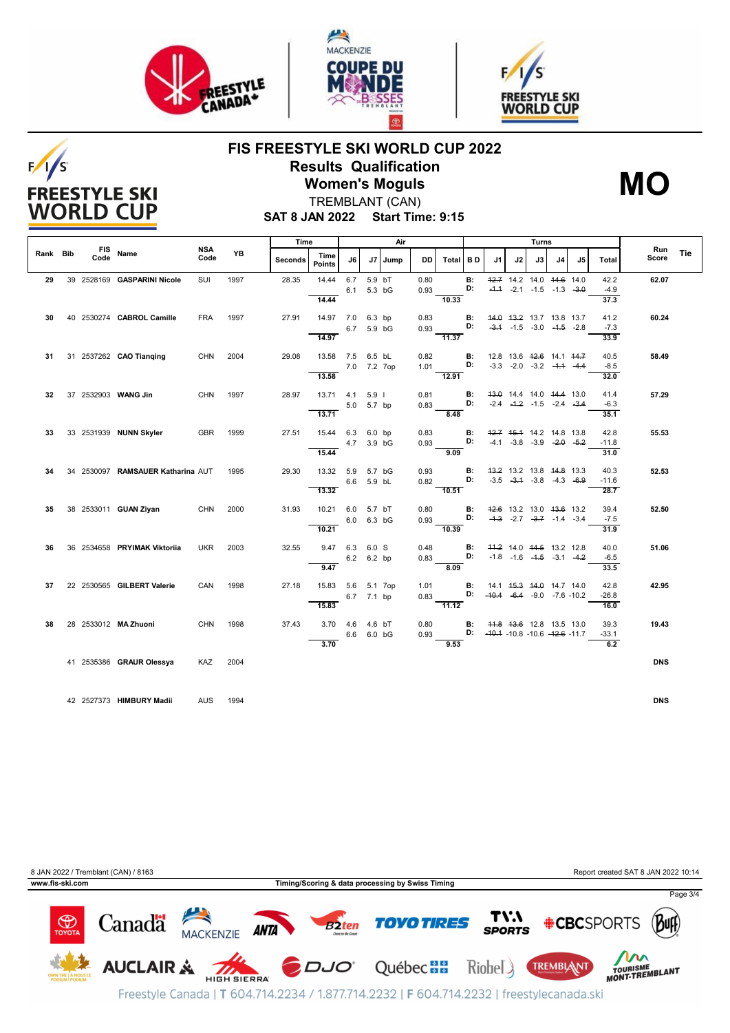# FIS FREESTYLE SKI WORLD CUP 2022

## Results Qualification

## Women's Moguls

**MO**

TREMBLANT (CAN)

**SAT 8 JAN 2022 Start Time: 9:15**

| Rank | Bib | FIS Code | Name | NSA Code | YB | Time Seconds | Time Points | Air J6 | Air J7 | Jump | DD | Total | B D | Turns J1 | J2 | J3 | J4 | J5 | Total | Run Score | Tie |
|---|---|---|---|---|---|---|---|---|---|---|---|---|---|---|---|---|---|---|---|---|---|
| 29 | 39 | 2528169 | **GASPARINI Nicole** | SUI | 1997 | 28.35 | 14.44 | 6.7 | 5.9 | bT | 0.80 | | B: | ~~12.7~~ | 14.2 | 14.0 | ~~14.6~~ | 14.0 | 42.2 | **62.07** | |
| | | | | | | | | 6.1 | 5.3 | bG | 0.93 | | D: | ~~-1.1~~ | -2.1 | -1.5 | -1.3 | ~~-3.0~~ | -4.9 | | |
| | | | | | | | 14.44 | | | | | 10.33 | | | | | | | 37.3 | | |
| 30 | 40 | 2530274 | **CABROL Camille** | FRA | 1997 | 27.91 | 14.97 | 7.0 | 6.3 | bp | 0.83 | | B: | ~~14.0~~ | ~~13.2~~ | 13.7 | 13.8 | 13.7 | 41.2 | **60.24** | |
| | | | | | | | | 6.7 | 5.9 | bG | 0.93 | | D: | ~~-3.1~~ | -1.5 | -3.0 | ~~-1.5~~ | -2.8 | -7.3 | | |
| | | | | | | | 14.97 | | | | | 11.37 | | | | | | | 33.9 | | |
| 31 | 31 | 2537262 | **CAO Tianqing** | CHN | 2004 | 29.08 | 13.58 | 7.5 | 6.5 | bL | 0.82 | | B: | 12.8 | 13.6 | ~~12.6~~ | 14.1 | ~~14.7~~ | 40.5 | **58.49** | |
| | | | | | | | | 7.0 | 7.2 | 7op | 1.01 | | D: | -3.3 | -2.0 | -3.2 | ~~-1.1~~ | ~~-4.4~~ | -8.5 | | |
| | | | | | | | 13.58 | | | | | 12.91 | | | | | | | 32.0 | | |
| 32 | 37 | 2532903 | **WANG Jin** | CHN | 1997 | 28.97 | 13.71 | 4.1 | 5.9 | I | 0.81 | | B: | ~~13.0~~ | 14.4 | 14.0 | ~~14.4~~ | 13.0 | 41.4 | **57.29** | |
| | | | | | | | | 5.0 | 5.7 | bp | 0.83 | | D: | -2.4 | ~~-1.2~~ | -1.5 | -2.4 | ~~-3.4~~ | -6.3 | | |
| | | | | | | | 13.71 | | | | | 8.48 | | | | | | | 35.1 | | |
| 33 | 33 | 2531939 | **NUNN Skyler** | GBR | 1999 | 27.51 | 15.44 | 6.3 | 6.0 | bp | 0.83 | | B: | ~~12.7~~ | ~~15.1~~ | 14.2 | 14.8 | 13.8 | 42.8 | **55.53** | |
| | | | | | | | | 4.7 | 3.9 | bG | 0.93 | | D: | -4.1 | -3.8 | -3.9 | ~~-2.0~~ | ~~-5.2~~ | -11.8 | | |
| | | | | | | | 15.44 | | | | | 9.09 | | | | | | | 31.0 | | |
| 34 | 34 | 2530097 | **RAMSAUER Katharina** | AUT | 1995 | 29.30 | 13.32 | 5.9 | 5.7 | bG | 0.93 | | B: | ~~13.2~~ | 13.2 | 13.8 | ~~14.8~~ | 13.3 | 40.3 | **52.53** | |
| | | | | | | | | 6.6 | 5.9 | bL | 0.82 | | D: | -3.5 | ~~-3.1~~ | -3.8 | -4.3 | ~~-6.9~~ | -11.6 | | |
| | | | | | | | 13.32 | | | | | 10.51 | | | | | | | 28.7 | | |
| 35 | 38 | 2533011 | **GUAN Ziyan** | CHN | 2000 | 31.93 | 10.21 | 6.0 | 5.7 | bT | 0.80 | | B: | ~~12.6~~ | 13.2 | 13.0 | ~~13.6~~ | 13.2 | 39.4 | **52.50** | |
| | | | | | | | | 6.0 | 6.3 | bG | 0.93 | | D: | ~~-1.3~~ | -2.7 | ~~-3.7~~ | -1.4 | -3.4 | -7.5 | | |
| | | | | | | | 10.21 | | | | | 10.39 | | | | | | | 31.9 | | |
| 36 | 36 | 2534658 | **PRYIMAK Viktoriia** | UKR | 2003 | 32.55 | 9.47 | 6.3 | 6.0 | S | 0.48 | | B: | ~~11.2~~ | 14.0 | ~~14.5~~ | 13.2 | 12.8 | 40.0 | **51.06** | |
| | | | | | | | | 6.2 | 6.2 | bp | 0.83 | | D: | -1.8 | -1.6 | ~~-1.5~~ | -3.1 | ~~-4.2~~ | -6.5 | | |
| | | | | | | | 9.47 | | | | | 8.09 | | | | | | | 33.5 | | |
| 37 | 22 | 2530565 | **GILBERT Valerie** | CAN | 1998 | 27.18 | 15.83 | 5.6 | 5.1 | 7op | 1.01 | | B: | 14.1 | ~~15.3~~ | ~~14.0~~ | 14.7 | 14.0 | 42.8 | **42.95** | |
| | | | | | | | | 6.7 | 7.1 | bp | 0.83 | | D: | ~~-10.4~~ | ~~-6.4~~ | -9.0 | -7.6 | -10.2 | -26.8 | | |
| | | | | | | | 15.83 | | | | | 11.12 | | | | | | | 16.0 | | |
| 38 | 28 | 2533012 | **MA Zhuoni** | CHN | 1998 | 37.43 | 3.70 | 4.6 | 4.6 | bT | 0.80 | | B: | ~~11.8~~ | ~~13.6~~ | 12.8 | 13.5 | 13.0 | 39.3 | **19.43** | |
| | | | | | | | | 6.6 | 6.0 | bG | 0.93 | | D: | ~~-10.1~~ | -10.8 | -10.6 | ~~-12.6~~ | -11.7 | -33.1 | | |
| | | | | | | | 3.70 | | | | | 9.53 | | | | | | | 6.2 | | |
| | 41 | 2535386 | **GRAUR Olessya** | KAZ | 2004 | | | | | | | | | | | | | | | **DNS** | |
| | 42 | 2527373 | **HIMBURY Madii** | AUS | 1994 | | | | | | | | | | | | | | | **DNS** | |

8 JAN 2022 / Tremblant (CAN) / 8163 — Report created SAT 8 JAN 2022 10:14

www.fis-ski.com — Timing/Scoring & data processing by Swiss Timing

Freestyle Canada | T 604.714.2234 / 1.877.714.2232 | F 604.714.2232 | freestylecanada.ski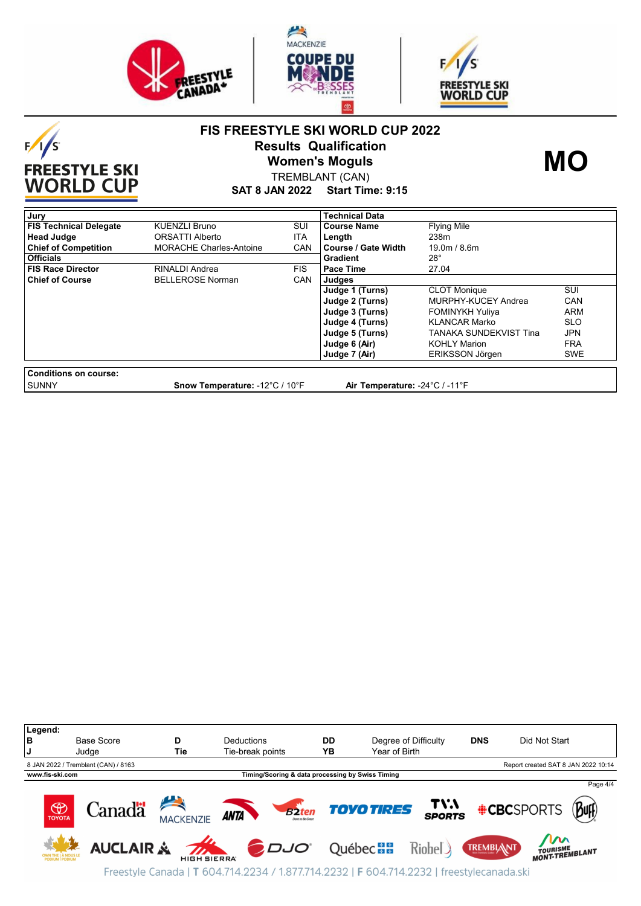# FIS FREESTYLE SKI WORLD CUP 2022

## Results Qualification

## Women's Moguls

TREMBLANT (CAN)

**SAT 8 JAN 2022 Start Time: 9:15**

**MO**

| Jury | | | Technical Data | | |
|---|---|---|---|---|---|
| **FIS Technical Delegate** | KUENZLI Bruno | SUI | **Course Name** | Flying Mile | |
| **Head Judge** | ORSATTI Alberto | ITA | **Length** | 238m | |
| **Chief of Competition** | MORACHE Charles-Antoine | CAN | **Course / Gate Width** | 19.0m / 8.6m | |
| **Officials** | | | **Gradient** | 28° | |
| **FIS Race Director** | RINALDI Andrea | FIS | **Pace Time** | 27.04 | |
| **Chief of Course** | BELLEROSE Norman | CAN | **Judges** | | |
| | | | **Judge 1 (Turns)** | CLOT Monique | SUI |
| | | | **Judge 2 (Turns)** | MURPHY-KUCEY Andrea | CAN |
| | | | **Judge 3 (Turns)** | FOMINYKH Yuliya | ARM |
| | | | **Judge 4 (Turns)** | KLANCAR Marko | SLO |
| | | | **Judge 5 (Turns)** | TANAKA SUNDEKVIST Tina | JPN |
| | | | **Judge 6 (Air)** | KOHLY Marion | FRA |
| | | | **Judge 7 (Air)** | ERIKSSON Jörgen | SWE |

**Conditions on course:**

SUNNY **Snow Temperature:** -12°C / 10°F **Air Temperature:** -24°C / -11°F

**Legend:**

| | | | | | | | |
|---|---|---|---|---|---|---|---|
| **B** | Base Score | **D** | Deductions | **DD** | Degree of Difficulty | **DNS** | Did Not Start |
| **J** | Judge | **Tie** | Tie-break points | **YB** | Year of Birth | | |

8 JAN 2022 / Tremblant (CAN) / 8163

Report created SAT 8 JAN 2022 10:14

www.fis-ski.com

Timing/Scoring & data processing by Swiss Timing

Freestyle Canada | T 604.714.2234 / 1.877.714.2232 | F 604.714.2232 | freestylecanada.ski